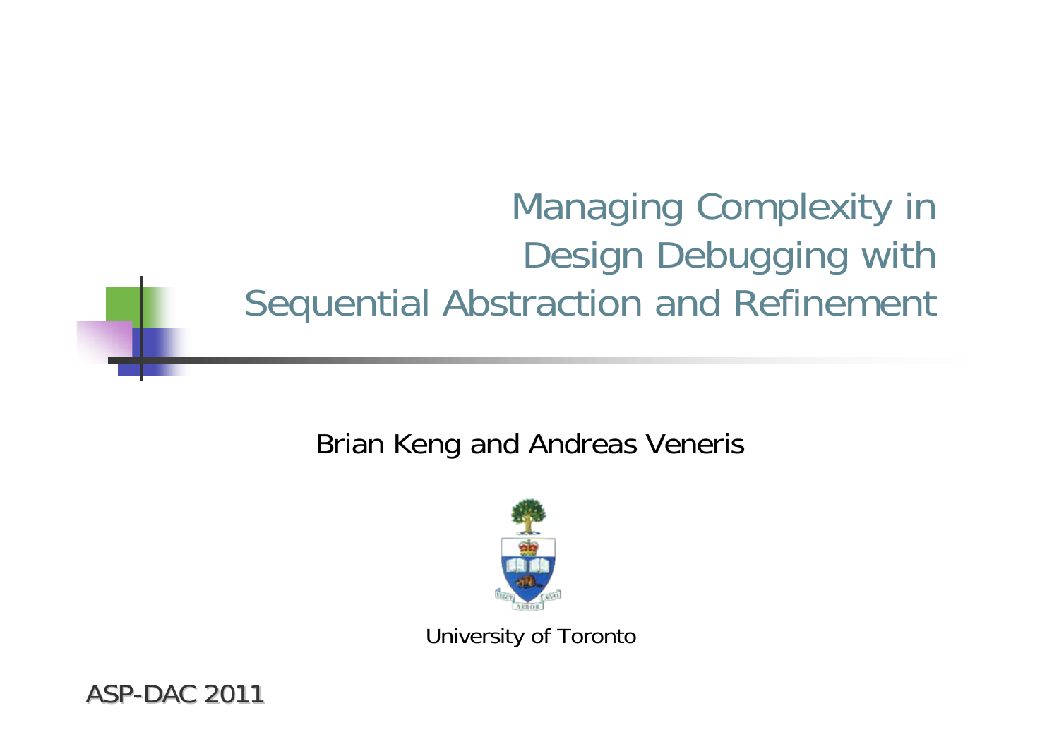# Managing Complexity in Design Debugging with Sequential Abstraction and Refinement

Brian Keng and Andreas Veneris

University of Toronto

ASP-DAC 2011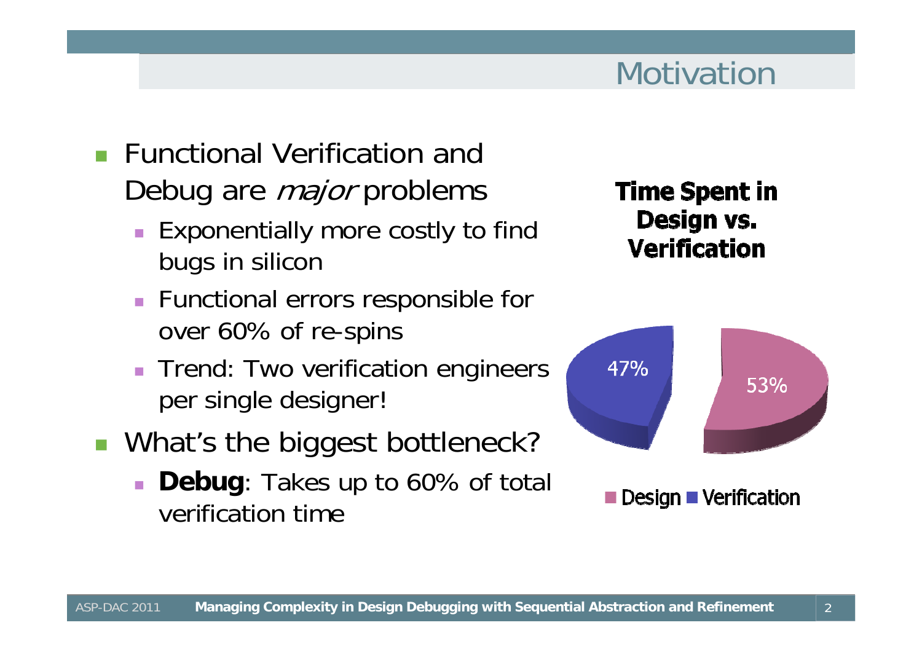# Motivation

- Functional Verification and Debug are *major* problems
  - Exponentially more costly to find bugs in silicon
  - Functional errors responsible for over 60% of re-spins
  - Trend: Two verification engineers per single designer!
- What's the biggest bottleneck?
  - **Debug**: Takes up to 60% of total verification time

**Time Spent in Design vs. Verification**

| Design | Verification |
| --- | --- |
| 53% | 47% |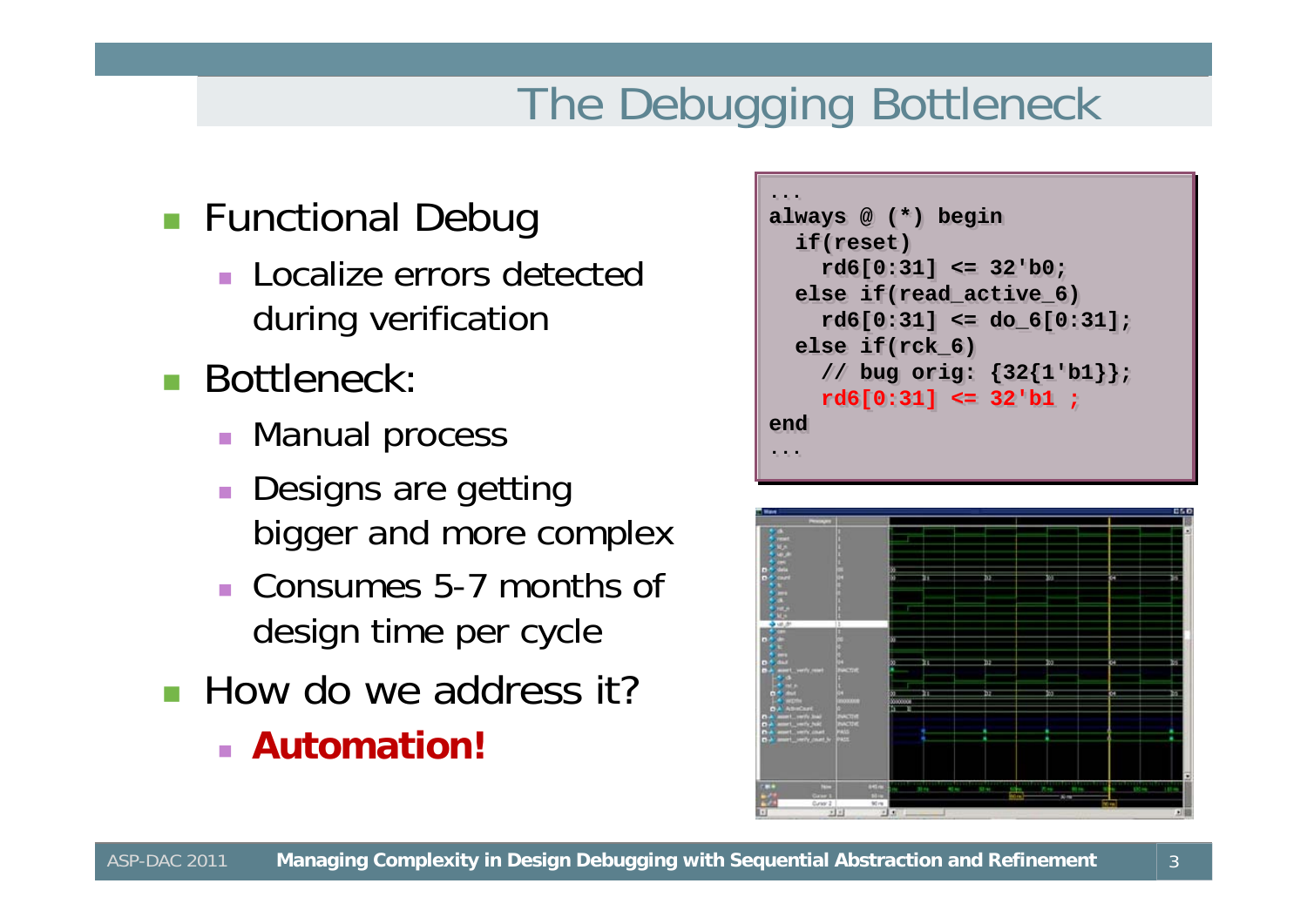# The Debugging Bottleneck

- Functional Debug
  - Localize errors detected during verification
- Bottleneck:
  - Manual process
  - Designs are getting bigger and more complex
  - Consumes 5-7 months of design time per cycle
- How do we address it?
  - **Automation!**

```
...
always @ (*) begin
  if(reset)
    rd6[0:31] <= 32'b0;
  else if(read_active_6)
    rd6[0:31] <= do_6[0:31];
  else if(rck_6)
    // bug orig: {32{1'b1}};
    rd6[0:31] <= 32'b1 ;
end
...
```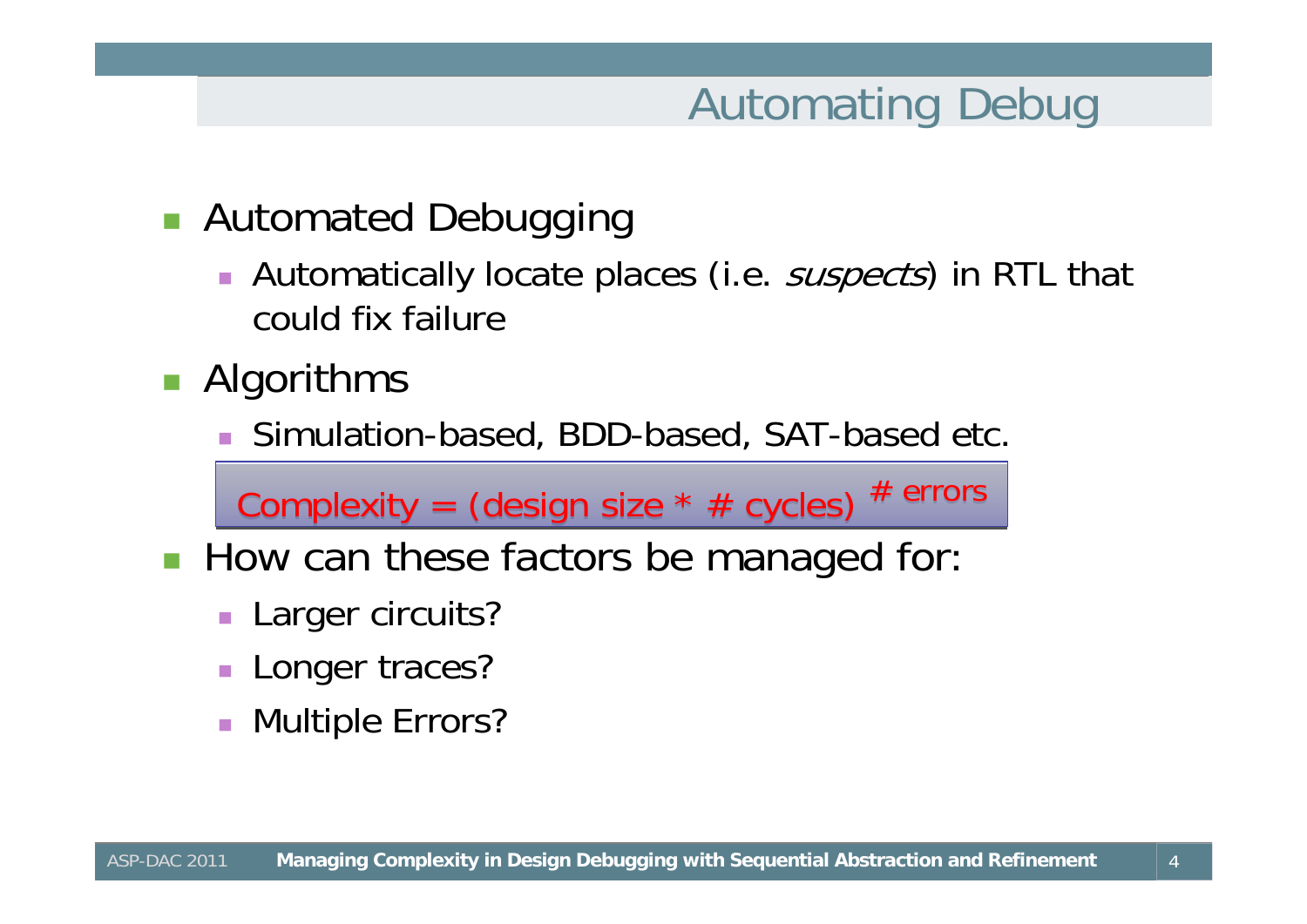# Automating Debug

- Automated Debugging
  - Automatically locate places (i.e. *suspects*) in RTL that could fix failure
- Algorithms
  - Simulation-based, BDD-based, SAT-based etc.

$$\text{Complexity} = (\text{design size} * \#\ \text{cycles})^{\#\ \text{errors}}$$

- How can these factors be managed for:
  - Larger circuits?
  - Longer traces?
  - Multiple Errors?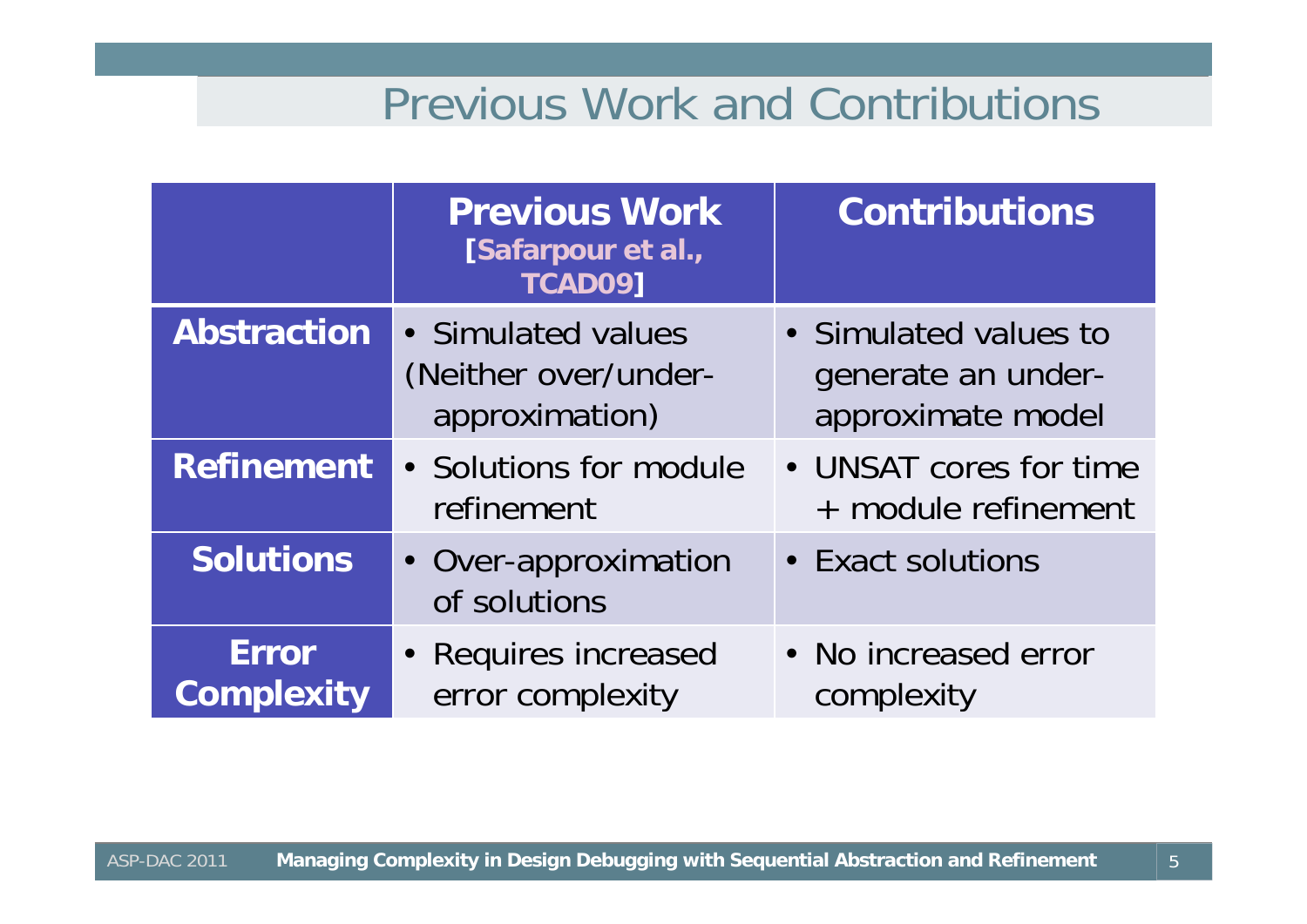# Previous Work and Contributions

| | **Previous Work [Safarpour et al., TCAD09]** | **Contributions** |
| --- | --- | --- |
| **Abstraction** | • Simulated values (Neither over/under-approximation) | • Simulated values to generate an under-approximate model |
| **Refinement** | • Solutions for module refinement | • UNSAT cores for time + module refinement |
| **Solutions** | • Over-approximation of solutions | • Exact solutions |
| **Error Complexity** | • Requires increased error complexity | • No increased error complexity |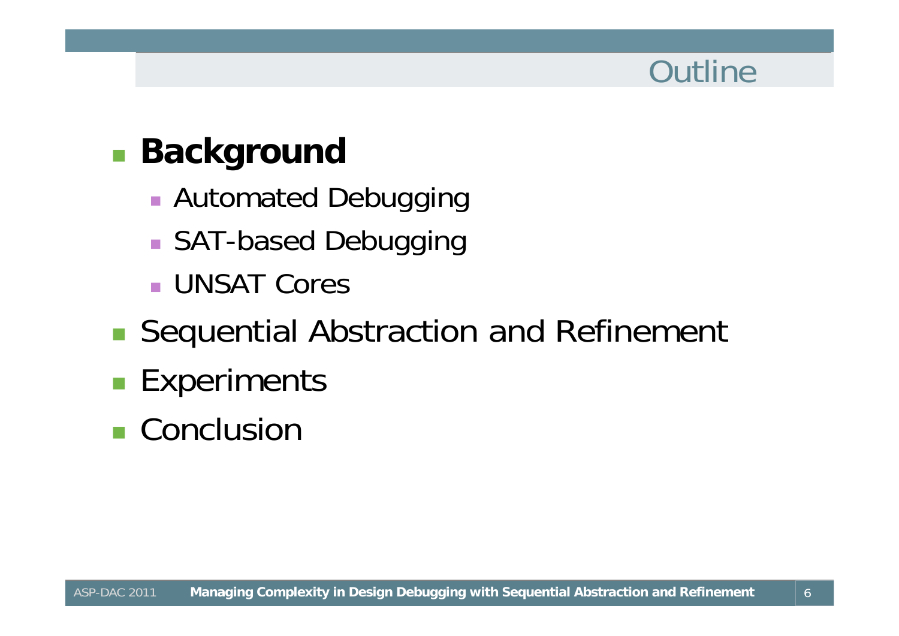# Outline

- **Background**
  - Automated Debugging
  - SAT-based Debugging
  - UNSAT Cores
- Sequential Abstraction and Refinement
- Experiments
- Conclusion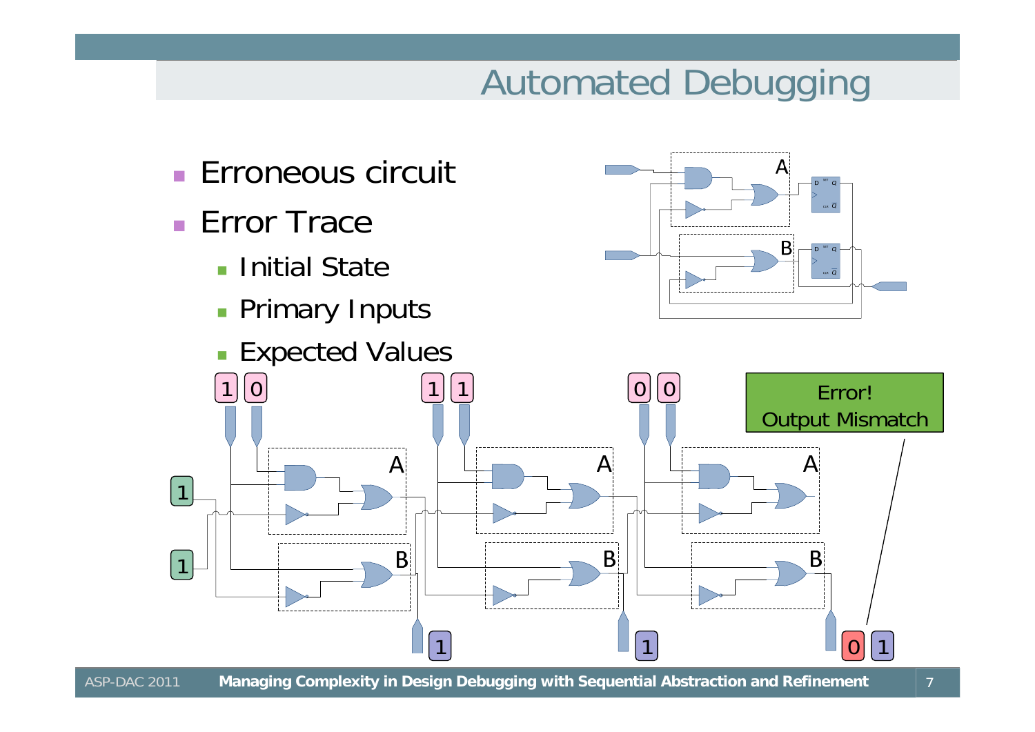# Automated Debugging

- Erroneous circuit
- Error Trace
  - Initial State
  - Primary Inputs
  - Expected Values

Error! Output Mismatch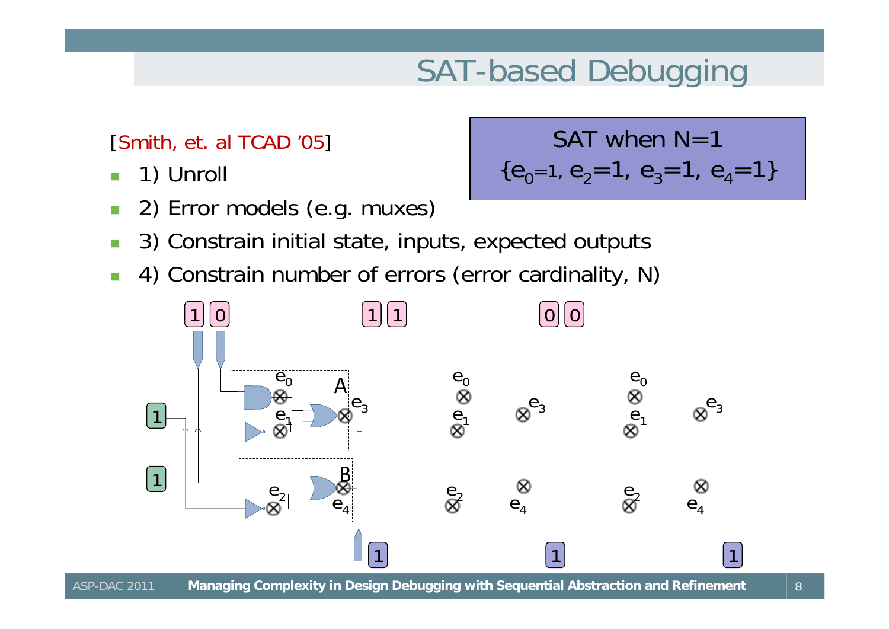# SAT-based Debugging

[Smith, et. al TCAD ’05]

- 1) Unroll
- 2) Error models (e.g. muxes)
- 3) Constrain initial state, inputs, expected outputs
- 4) Constrain number of errors (error cardinality, N)

SAT when N=1
$\{e_0=1, e_2=1, e_3=1, e_4=1\}$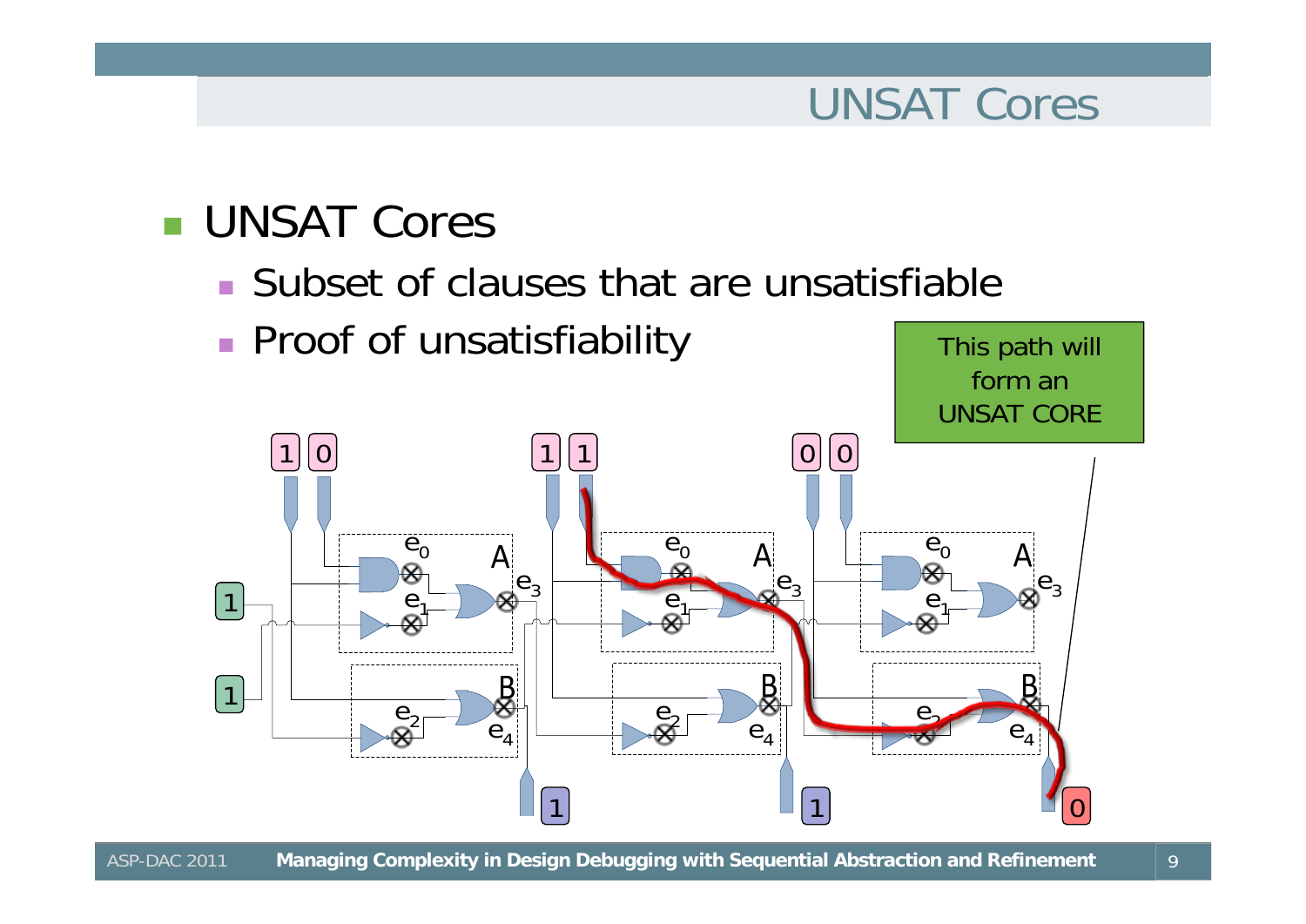# UNSAT Cores

- UNSAT Cores
  - Subset of clauses that are unsatisfiable
  - Proof of unsatisfiability

This path will form an UNSAT CORE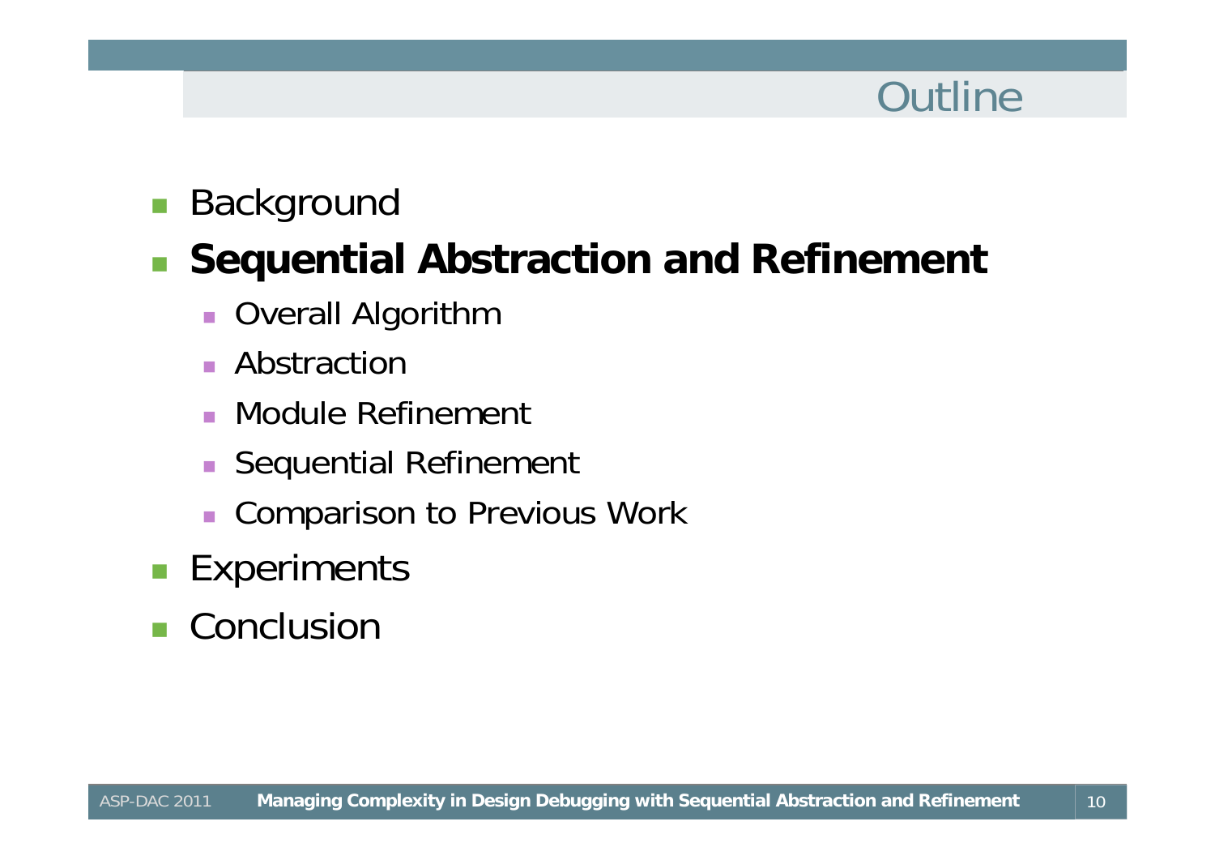# Outline

- Background
- **Sequential Abstraction and Refinement**
  - Overall Algorithm
  - Abstraction
  - Module Refinement
  - Sequential Refinement
  - Comparison to Previous Work
- Experiments
- Conclusion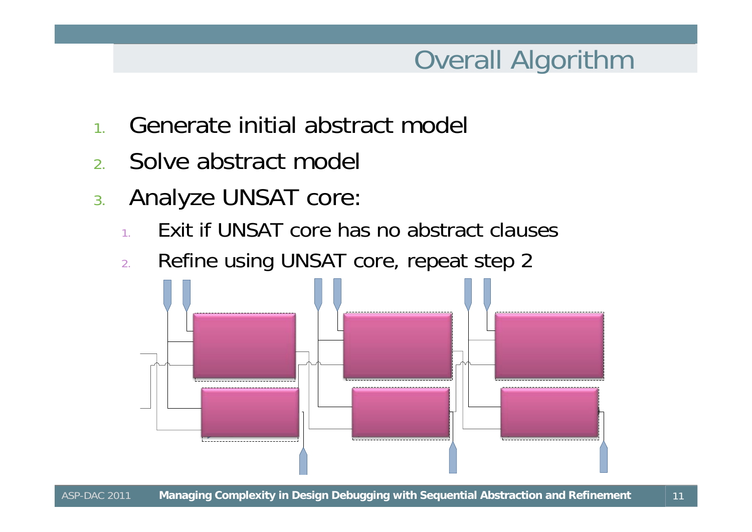# Overall Algorithm

1. Generate initial abstract model
2. Solve abstract model
3. Analyze UNSAT core:
   1. Exit if UNSAT core has no abstract clauses
   2. Refine using UNSAT core, repeat step 2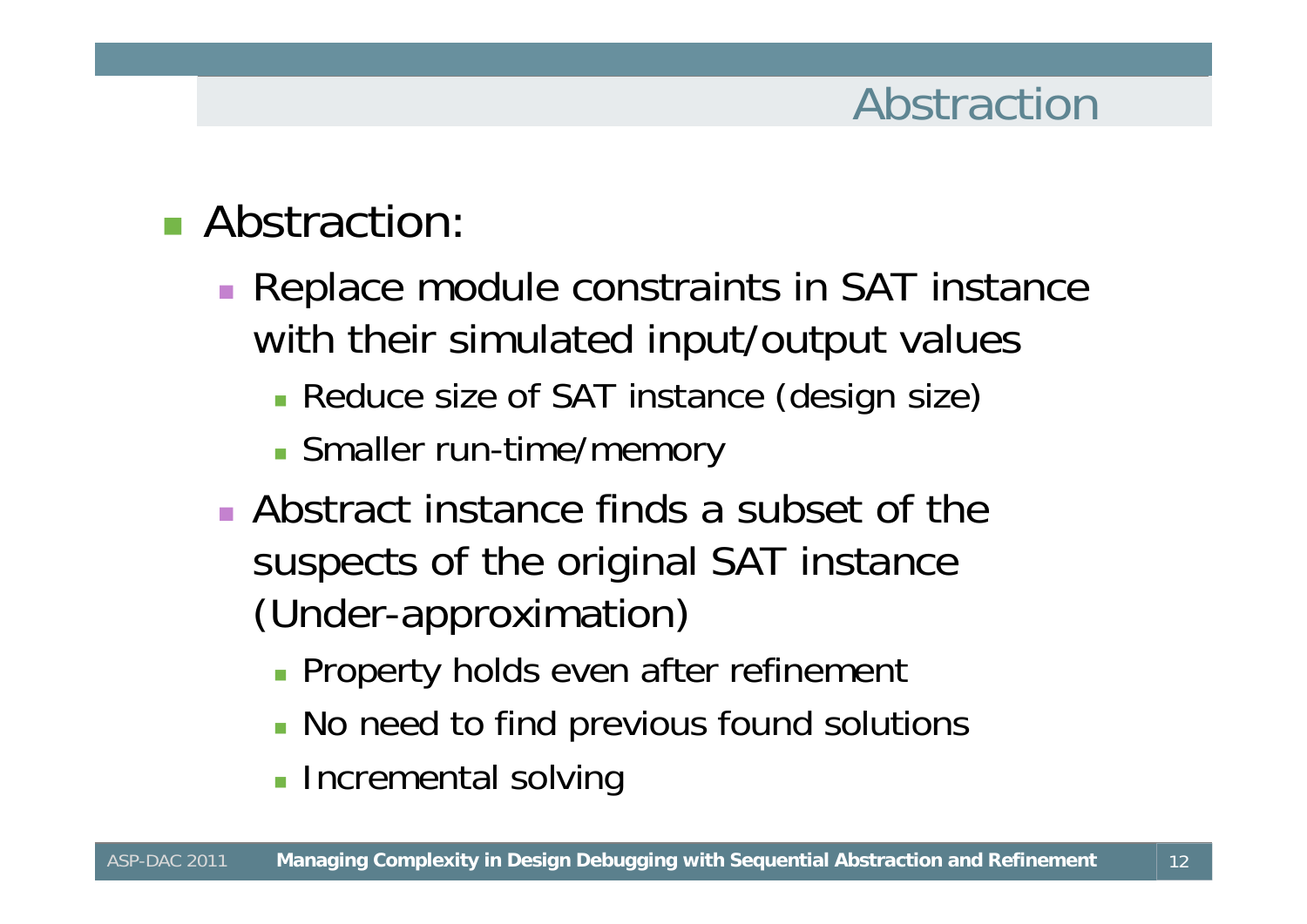# Abstraction

- Abstraction:
  - Replace module constraints in SAT instance with their simulated input/output values
    - Reduce size of SAT instance (design size)
    - Smaller run-time/memory
  - Abstract instance finds a subset of the suspects of the original SAT instance (Under-approximation)
    - Property holds even after refinement
    - No need to find previous found solutions
    - Incremental solving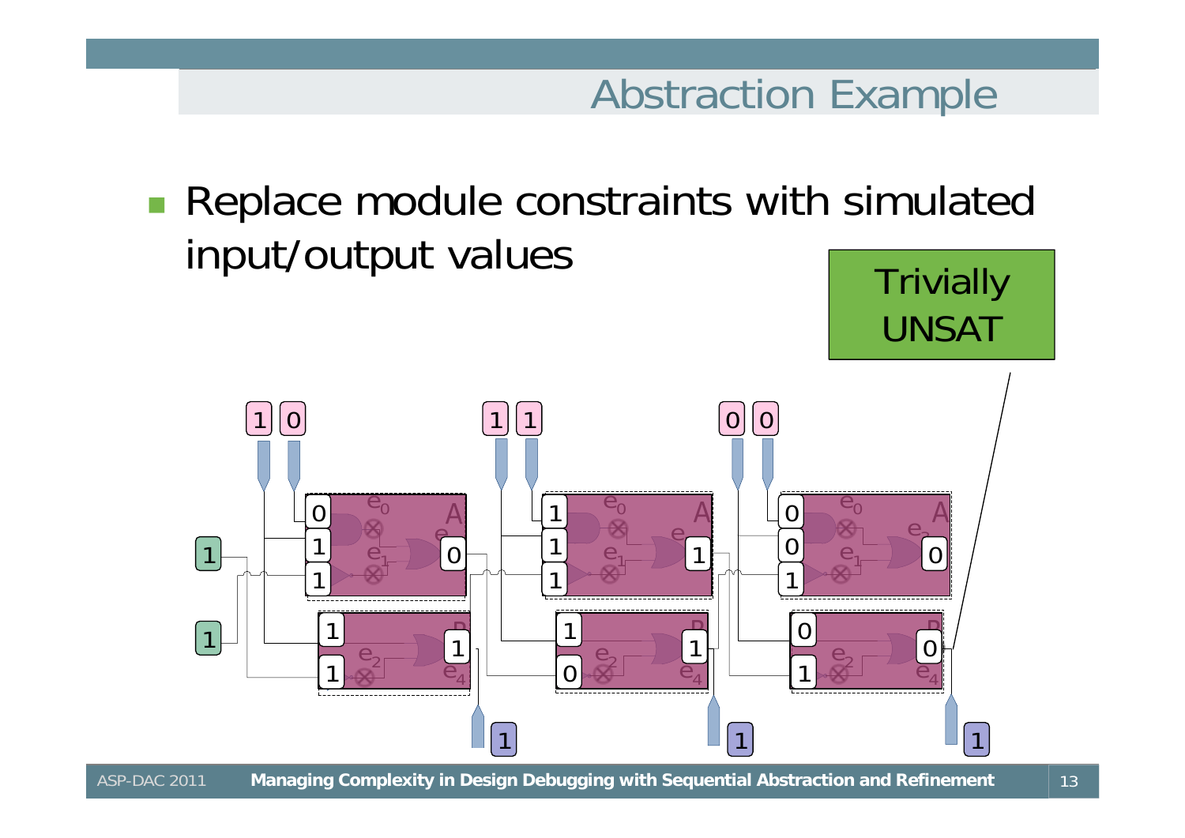# Abstraction Example

- Replace module constraints with simulated input/output values

Trivially UNSAT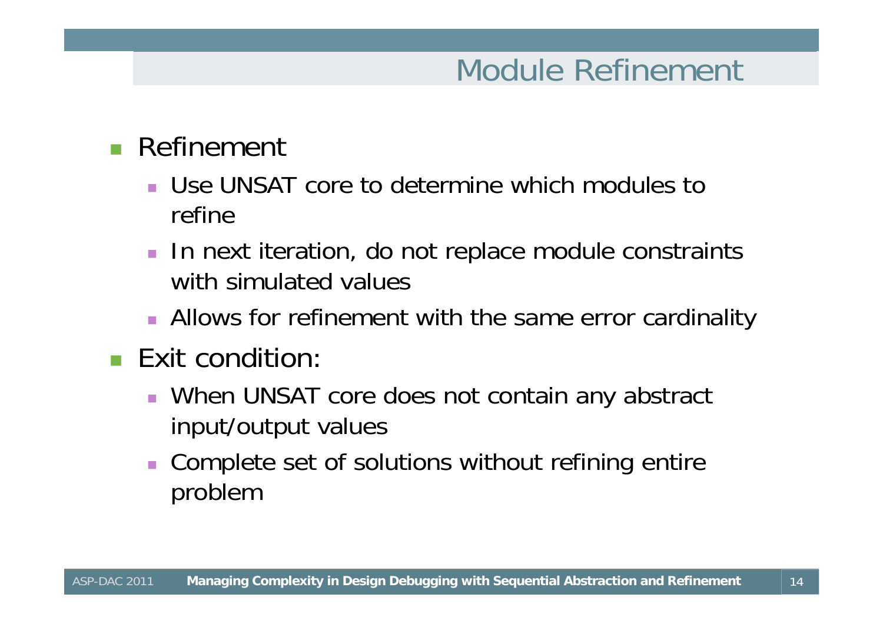# Module Refinement

- Refinement
  - Use UNSAT core to determine which modules to refine
  - In next iteration, do not replace module constraints with simulated values
  - Allows for refinement with the same error cardinality
- Exit condition:
  - When UNSAT core does not contain any abstract input/output values
  - Complete set of solutions without refining entire problem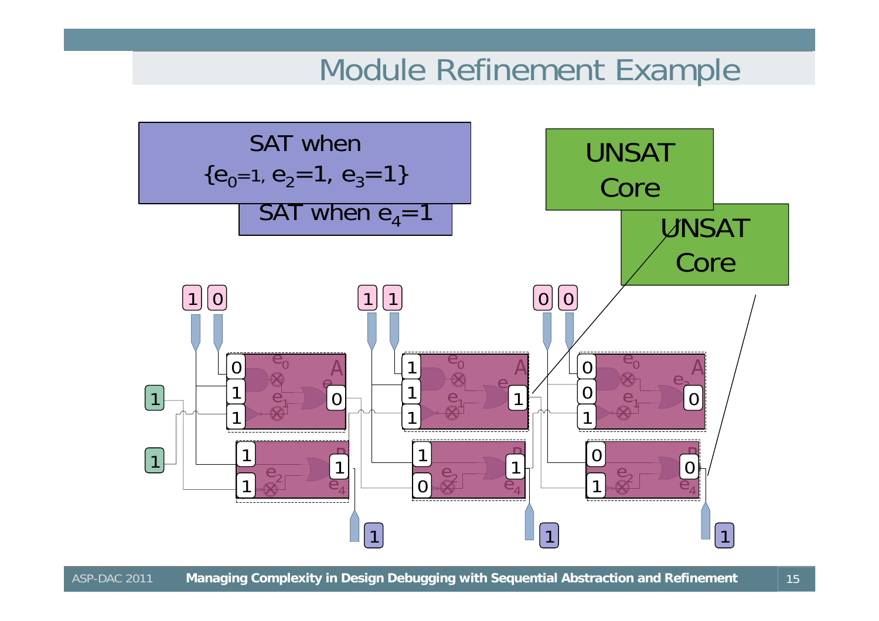# Module Refinement Example

SAT when $\{e_0=1, e_2=1, e_3=1\}$

SAT when $e_4=1$

UNSAT Core

UNSAT Core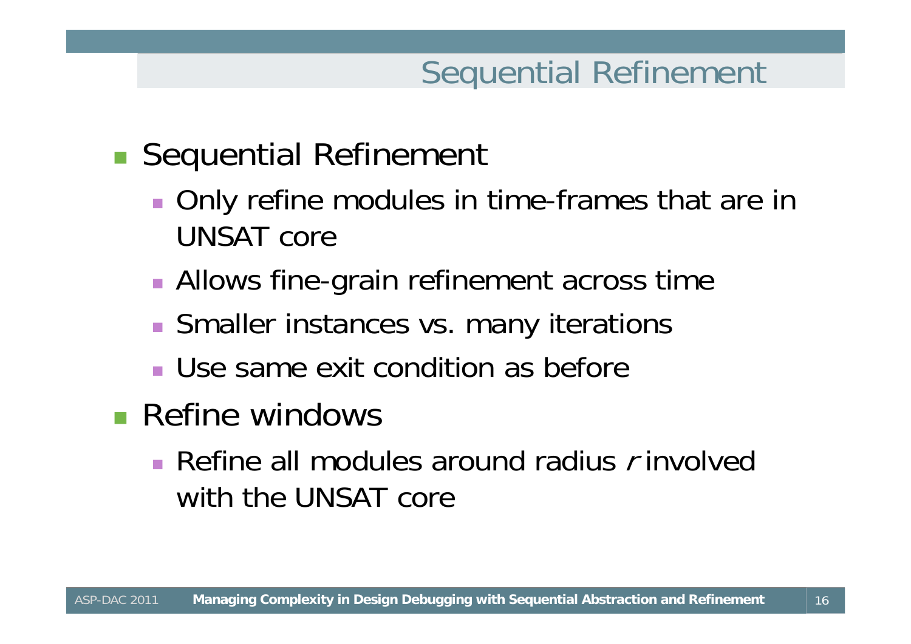# Sequential Refinement

- Sequential Refinement
  - Only refine modules in time-frames that are in UNSAT core
  - Allows fine-grain refinement across time
  - Smaller instances vs. many iterations
  - Use same exit condition as before
- Refine windows
  - Refine all modules around radius *r* involved with the UNSAT core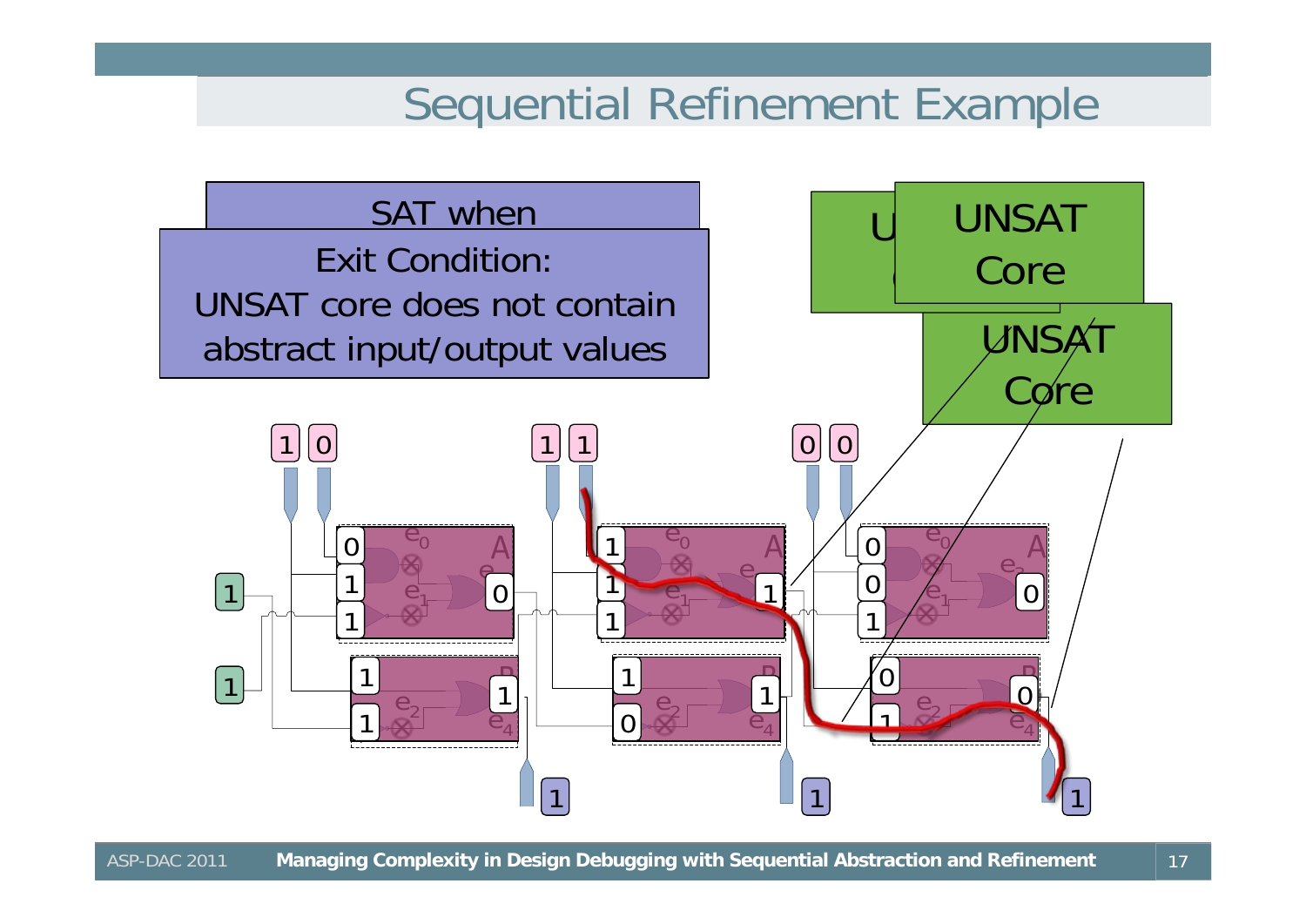# Sequential Refinement Example

SAT when

Exit Condition:
UNSAT core does not contain abstract input/output values

UNSAT Core

UNSAT Core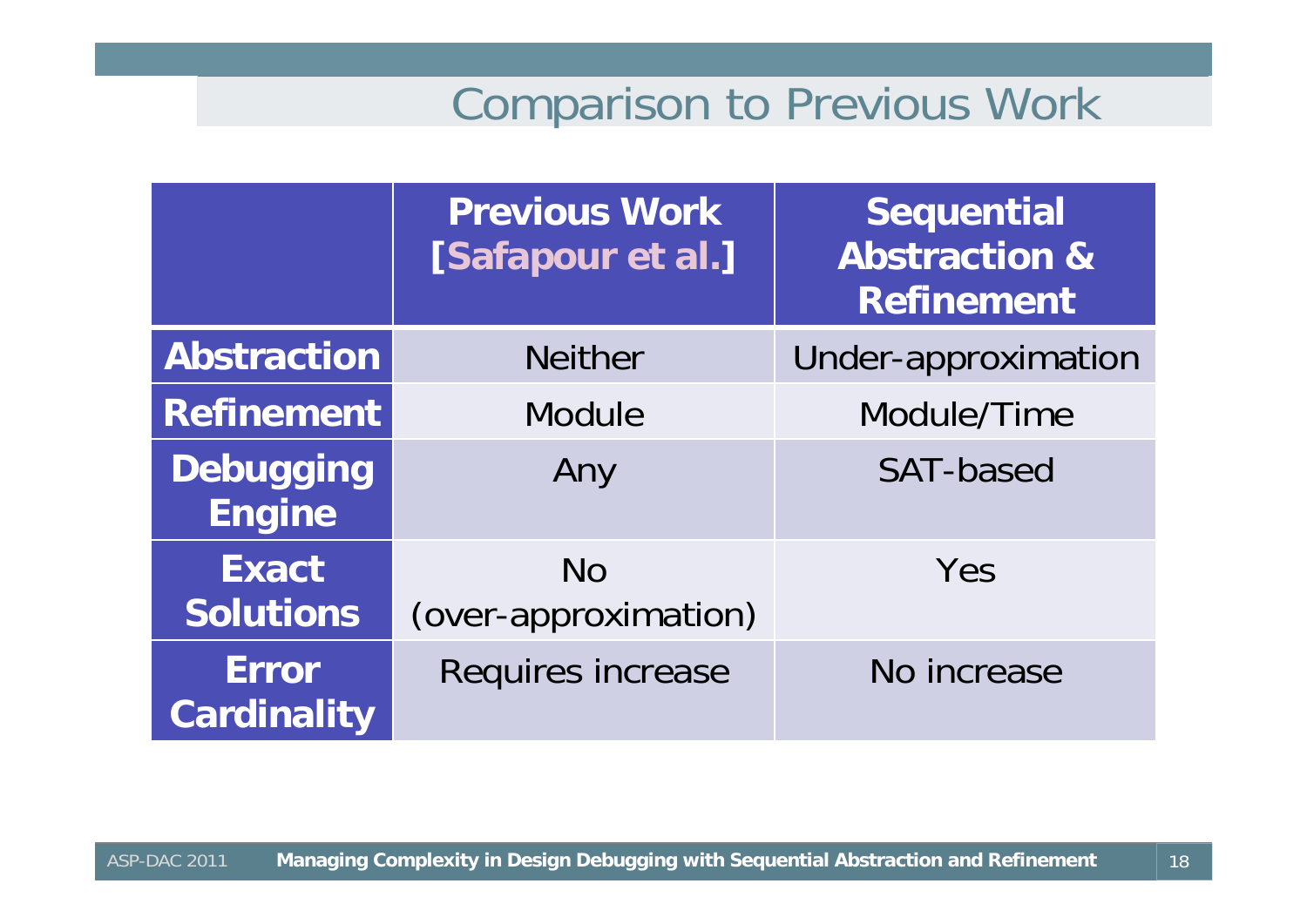# Comparison to Previous Work

| | Previous Work [Safapour et al.] | Sequential Abstraction & Refinement |
|---|---|---|
| **Abstraction** | Neither | Under-approximation |
| **Refinement** | Module | Module/Time |
| **Debugging Engine** | Any | SAT-based |
| **Exact Solutions** | No (over-approximation) | Yes |
| **Error Cardinality** | Requires increase | No increase |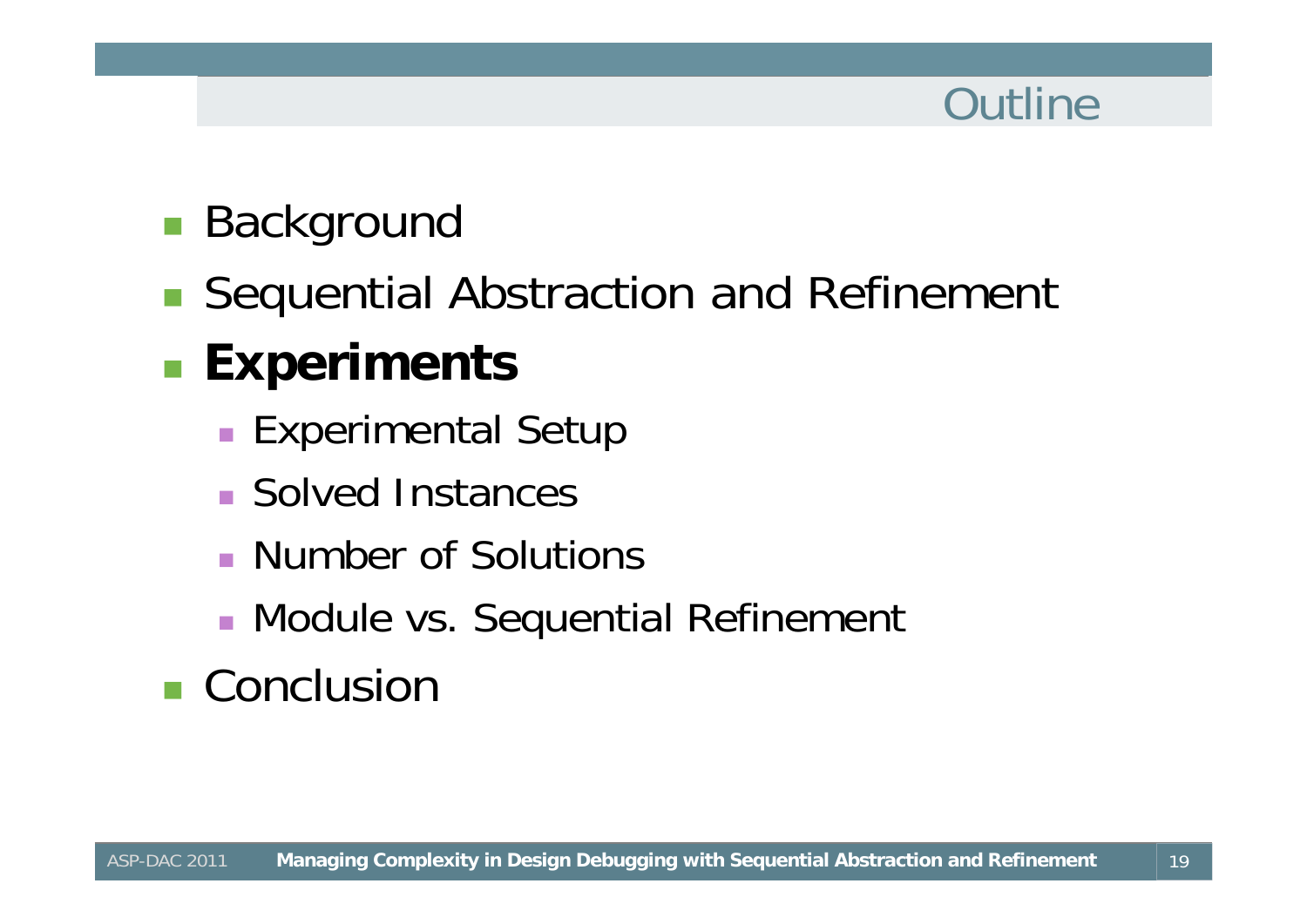# Outline

- Background
- Sequential Abstraction and Refinement
- **Experiments**
  - Experimental Setup
  - Solved Instances
  - Number of Solutions
  - Module vs. Sequential Refinement
- Conclusion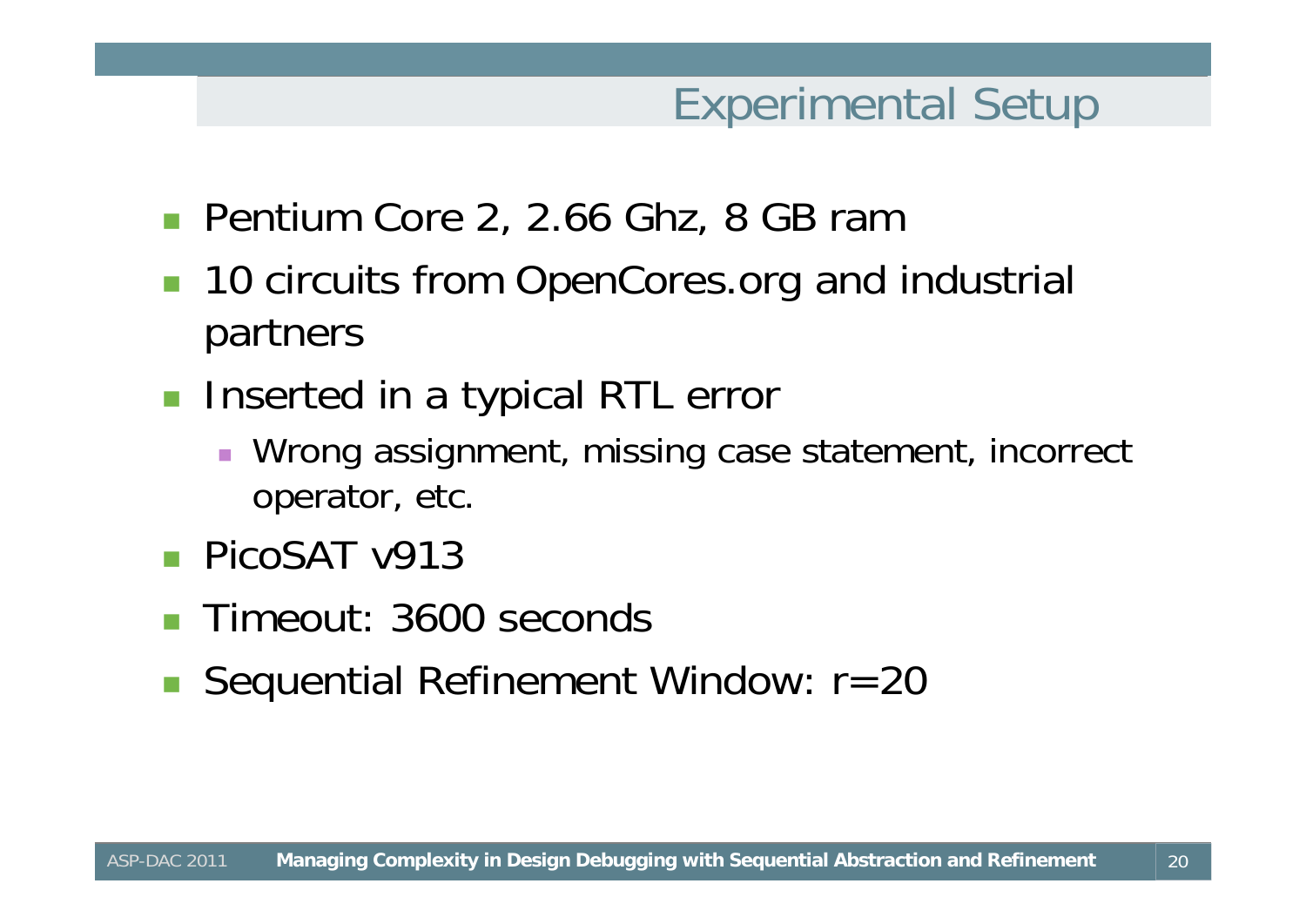# Experimental Setup

- Pentium Core 2, 2.66 Ghz, 8 GB ram
- 10 circuits from OpenCores.org and industrial partners
- Inserted in a typical RTL error
  - Wrong assignment, missing case statement, incorrect operator, etc.
- PicoSAT v913
- Timeout: 3600 seconds
- Sequential Refinement Window: r=20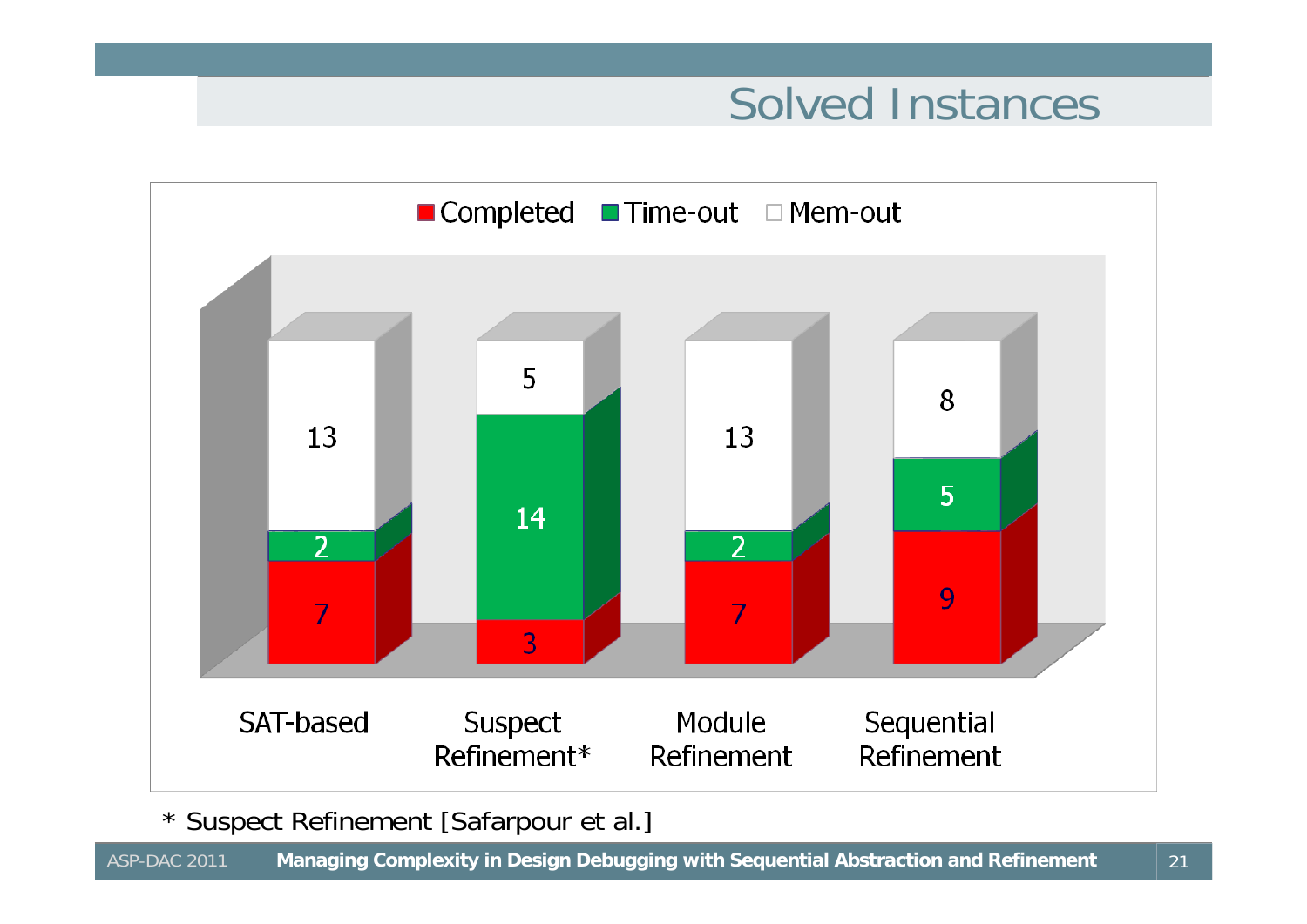# Solved Instances

| | SAT-based | Suspect Refinement* | Module Refinement | Sequential Refinement |
|---|---|---|---|---|
| Completed | 7 | 3 | 7 | 9 |
| Time-out | 2 | 14 | 2 | 5 |
| Mem-out | 13 | 5 | 13 | 8 |

\* Suspect Refinement [Safarpour et al.]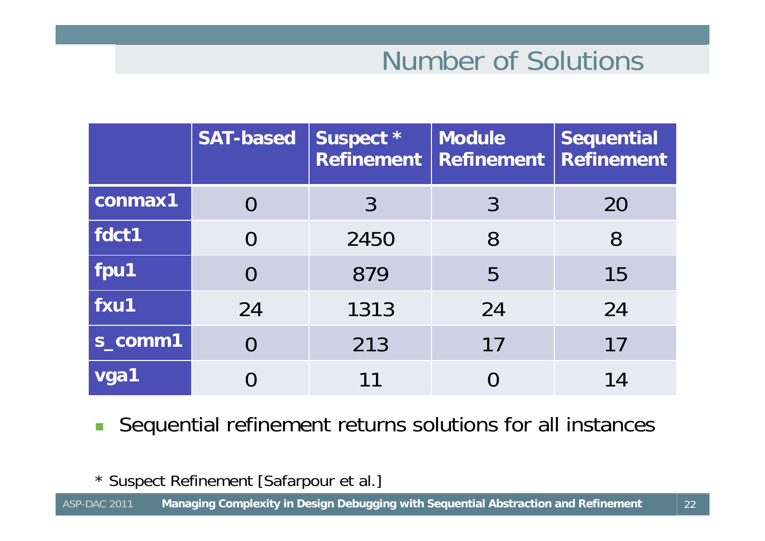# Number of Solutions

| | SAT-based | Suspect * Refinement | Module Refinement | Sequential Refinement |
|---|---|---|---|---|
| conmax1 | 0 | 3 | 3 | 20 |
| fdct1 | 0 | 2450 | 8 | 8 |
| fpu1 | 0 | 879 | 5 | 15 |
| fxu1 | 24 | 1313 | 24 | 24 |
| s_comm1 | 0 | 213 | 17 | 17 |
| vga1 | 0 | 11 | 0 | 14 |

- Sequential refinement returns solutions for all instances

\* Suspect Refinement [Safarpour et al.]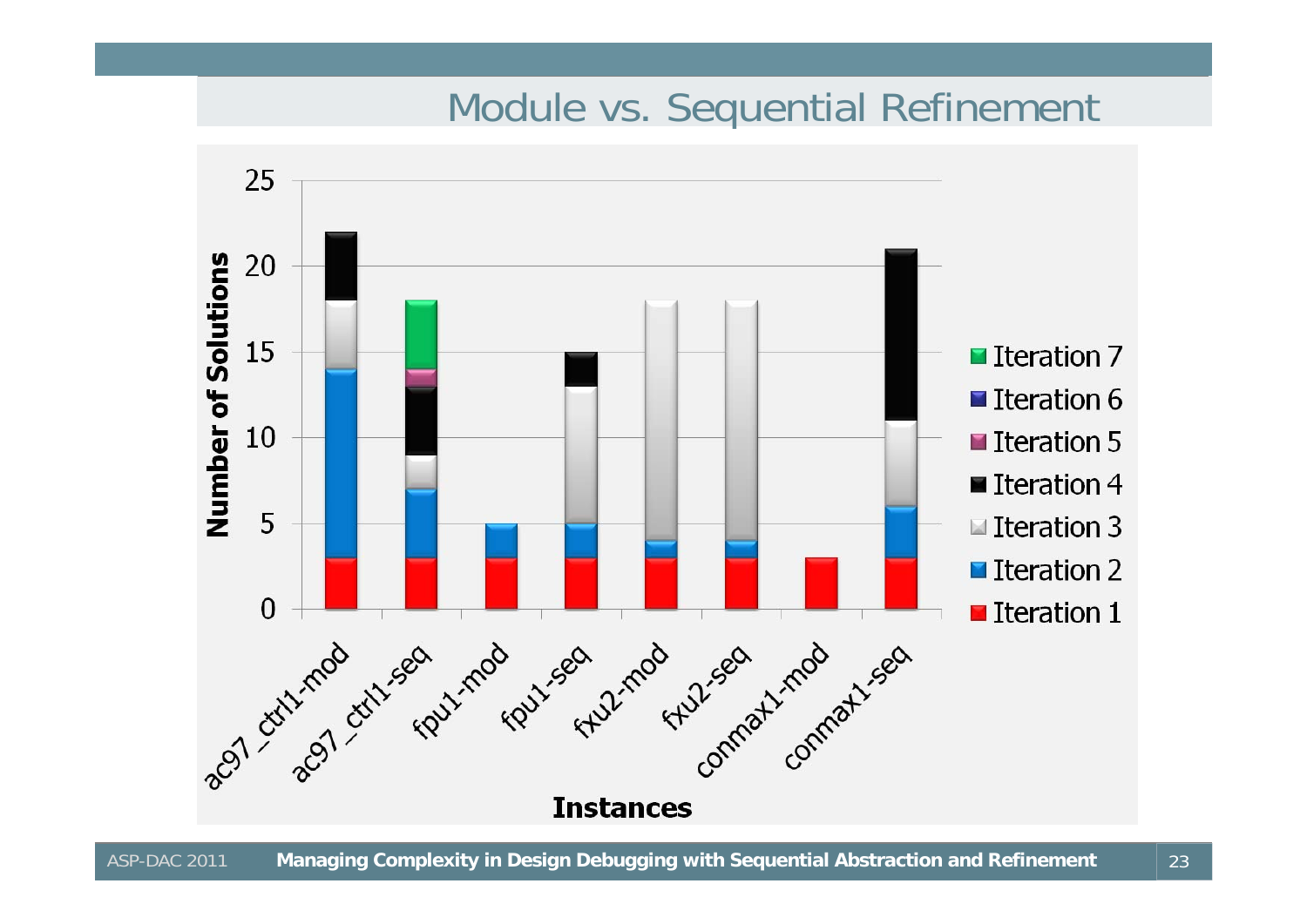## Module vs. Sequential Refinement

| Instances | Iteration 1 | Iteration 2 | Iteration 3 | Iteration 4 | Iteration 5 | Iteration 6 | Iteration 7 |
|---|---|---|---|---|---|---|---|
| ac97_ctrl1-mod | 3 | 11 | 4 | 4 | | | |
| ac97_ctrl1-seq | 3 | 4 | 2 | 4 | 1 | | 4 |
| fpu1-mod | 3 | 2 | | | | | |
| fpu1-seq | 3 | 2 | 8 | 2 | | | |
| fxu2-mod | 3 | 1 | 14 | | | | |
| fxu2-seq | 3 | 1 | 14 | | | | |
| conmax1-mod | 3 | | | | | | |
| conmax1-seq | 3 | 3 | 5 | 10 | | | |

Number of Solutions (y-axis, 0–25) vs. Instances (x-axis)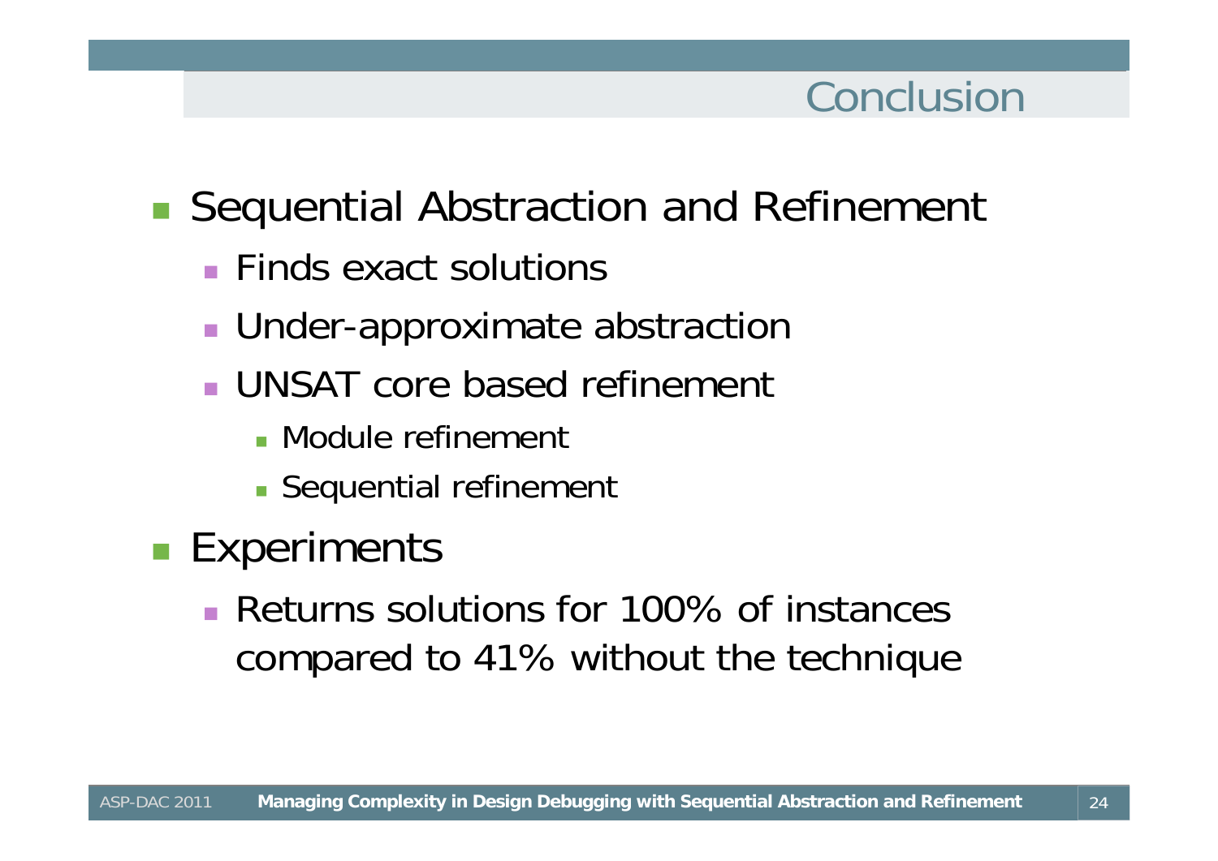# Conclusion

- Sequential Abstraction and Refinement
  - Finds exact solutions
  - Under-approximate abstraction
  - UNSAT core based refinement
    - Module refinement
    - Sequential refinement
- Experiments
  - Returns solutions for 100% of instances compared to 41% without the technique